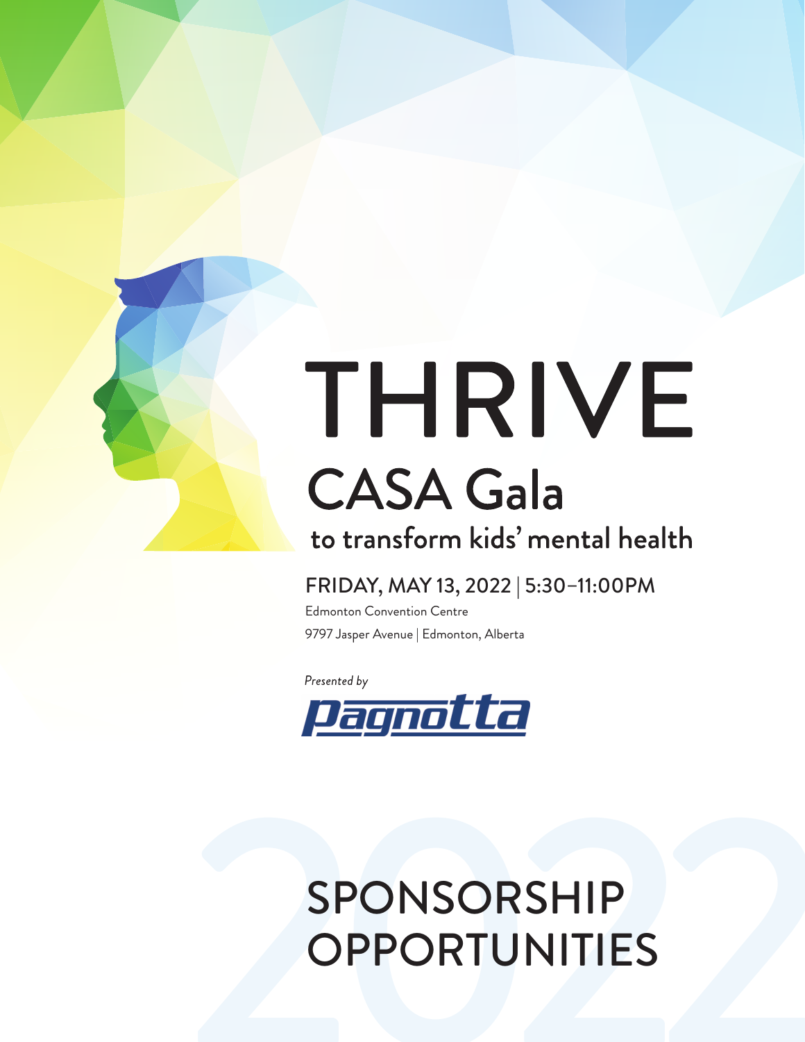# THRIVE

## CASA Gala

### to transform kids' mental health

FRIDAY, MAY 13, 2022 | 5:30–11:00PM

Edmonton Convention Centre

9797 Jasper Avenue | Edmonton, Alberta

*Presented by*

Pagnotta

# SPONSORSHIP OPPORTUNITIES

2022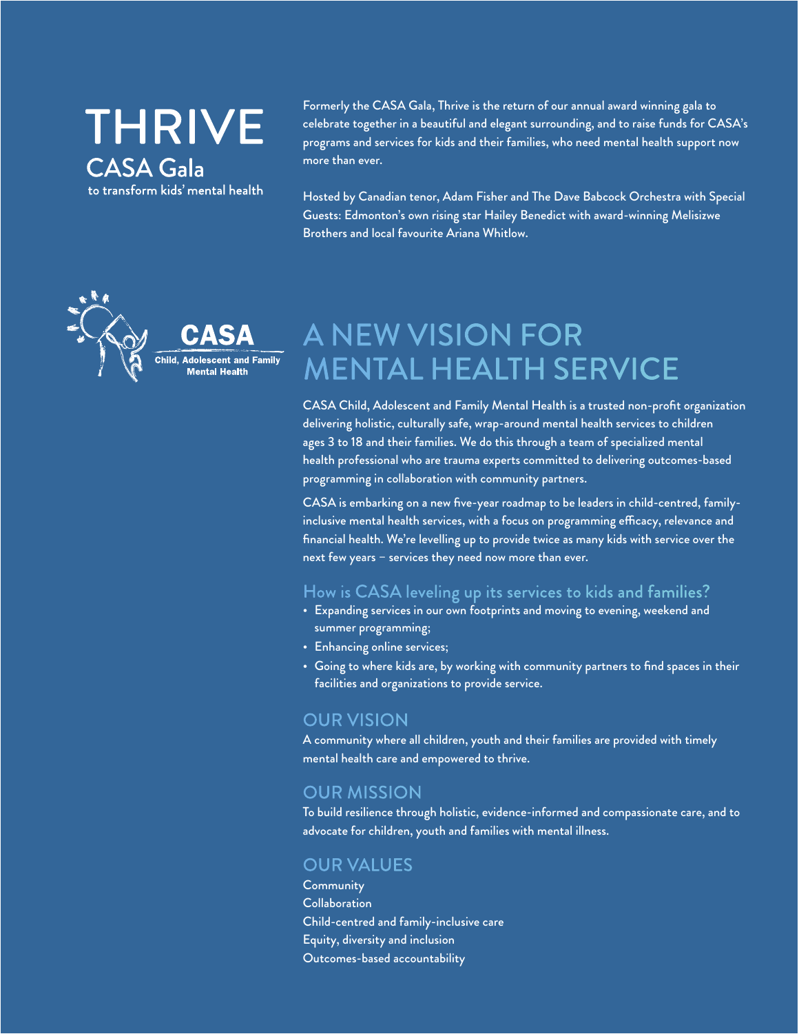# THRIVE

## CASA Gala

to transform kids' mental health

Formerly the CASA Gala, Thrive is the return of our annual award winning gala to celebrate together in a beautiful and elegant surrounding, and to raise funds for CASA's programs and services for kids and their families, who need mental health support now more than ever.

Hosted by Canadian tenor, Adam Fisher and The Dave Babcock Orchestra with Special Guests: Edmonton's own rising star Hailey Benedict with award-winning Melisizwe Brothers and local favourite Ariana Whitlow.

**CASA**
Child, Adolescent and Family Mental Health

# A NEW VISION FOR MENTAL HEALTH SERVICE

CASA Child, Adolescent and Family Mental Health is a trusted non-profit organization delivering holistic, culturally safe, wrap-around mental health services to children ages 3 to 18 and their families. We do this through a team of specialized mental health professional who are trauma experts committed to delivering outcomes-based programming in collaboration with community partners.

CASA is embarking on a new five-year roadmap to be leaders in child-centred, family-inclusive mental health services, with a focus on programming efficacy, relevance and financial health. We're levelling up to provide twice as many kids with service over the next few years – services they need now more than ever.

### How is CASA leveling up its services to kids and families?

- Expanding services in our own footprints and moving to evening, weekend and summer programming;
- Enhancing online services;
- Going to where kids are, by working with community partners to find spaces in their facilities and organizations to provide service.

## OUR VISION

A community where all children, youth and their families are provided with timely mental health care and empowered to thrive.

## OUR MISSION

To build resilience through holistic, evidence-informed and compassionate care, and to advocate for children, youth and families with mental illness.

## OUR VALUES

Community
Collaboration
Child-centred and family-inclusive care
Equity, diversity and inclusion
Outcomes-based accountability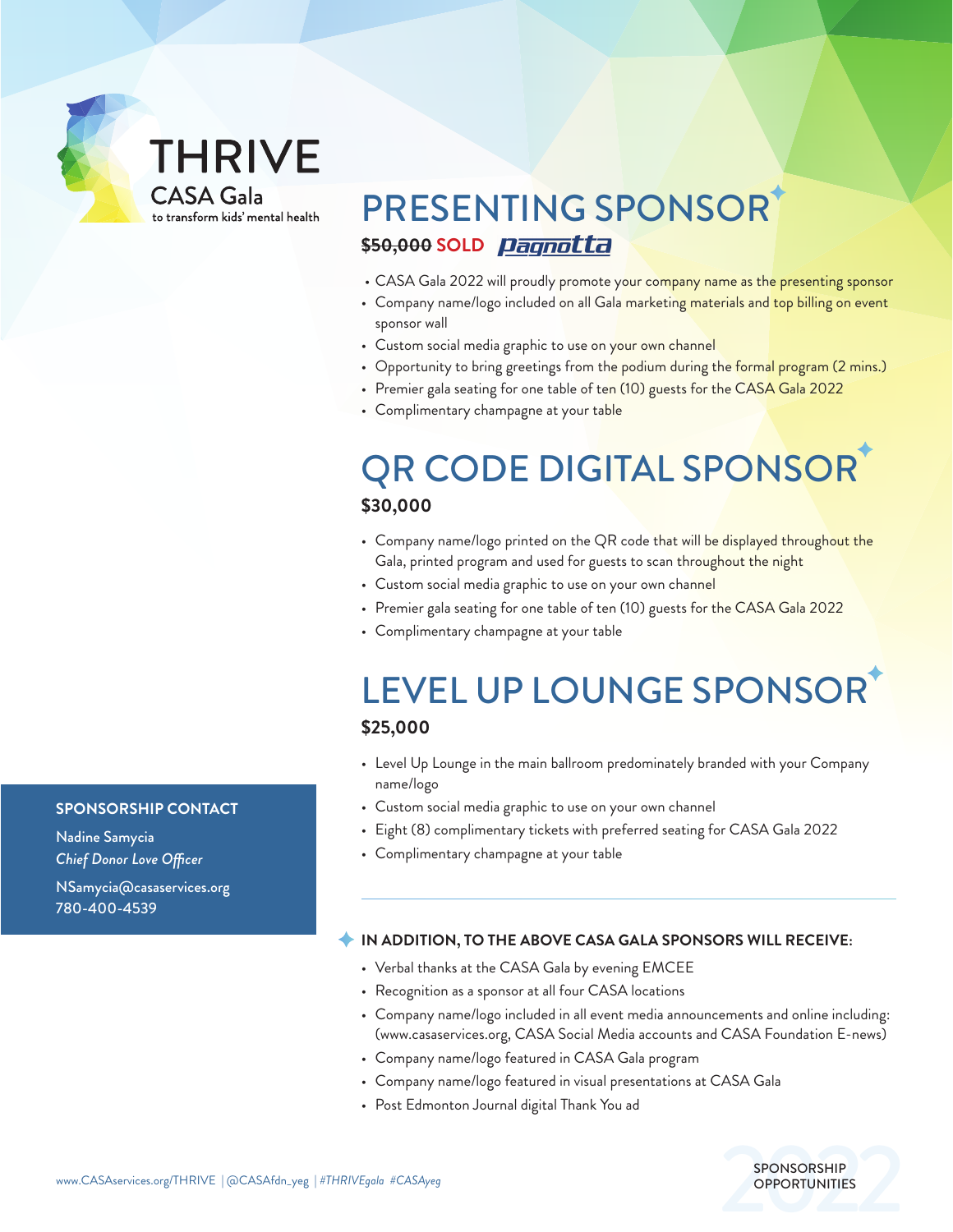THRIVE

CASA Gala

to transform kids' mental health

# PRESENTING SPONSOR

~~$50,000~~ **SOLD** Pagnotta

- CASA Gala 2022 will proudly promote your company name as the presenting sponsor
- Company name/logo included on all Gala marketing materials and top billing on event sponsor wall
- Custom social media graphic to use on your own channel
- Opportunity to bring greetings from the podium during the formal program (2 mins.)
- Premier gala seating for one table of ten (10) guests for the CASA Gala 2022
- Complimentary champagne at your table

# QR CODE DIGITAL SPONSOR

**$30,000**

- Company name/logo printed on the QR code that will be displayed throughout the Gala, printed program and used for guests to scan throughout the night
- Custom social media graphic to use on your own channel
- Premier gala seating for one table of ten (10) guests for the CASA Gala 2022
- Complimentary champagne at your table

# LEVEL UP LOUNGE SPONSOR

**$25,000**

- Level Up Lounge in the main ballroom predominately branded with your Company name/logo
- Custom social media graphic to use on your own channel
- Eight (8) complimentary tickets with preferred seating for CASA Gala 2022
- Complimentary champagne at your table

**SPONSORSHIP CONTACT**

Nadine Samycia
*Chief Donor Love Officer*

NSamycia@casaservices.org
780-400-4539

**IN ADDITION, TO THE ABOVE CASA GALA SPONSORS WILL RECEIVE:**

- Verbal thanks at the CASA Gala by evening EMCEE
- Recognition as a sponsor at all four CASA locations
- Company name/logo included in all event media announcements and online including: (www.casaservices.org, CASA Social Media accounts and CASA Foundation E-news)
- Company name/logo featured in CASA Gala program
- Company name/logo featured in visual presentations at CASA Gala
- Post Edmonton Journal digital Thank You ad

www.CASAservices.org/THRIVE | @CASAfdn_yeg | *#THRIVEgala #CASAyeg*

2022 SPONSORSHIP OPPORTUNITIES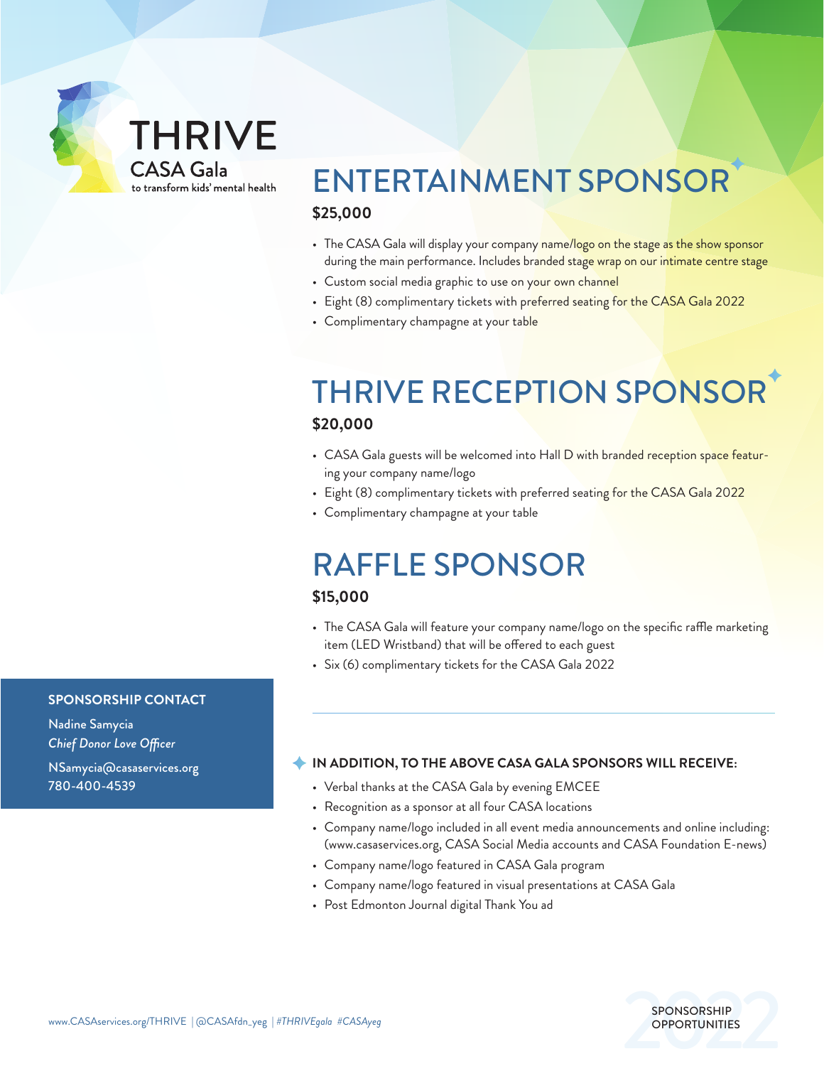THRIVE
CASA Gala
to transform kids' mental health

# ENTERTAINMENT SPONSOR

**$25,000**

- The CASA Gala will display your company name/logo on the stage as the show sponsor during the main performance. Includes branded stage wrap on our intimate centre stage
- Custom social media graphic to use on your own channel
- Eight (8) complimentary tickets with preferred seating for the CASA Gala 2022
- Complimentary champagne at your table

# THRIVE RECEPTION SPONSOR

**$20,000**

- CASA Gala guests will be welcomed into Hall D with branded reception space featuring your company name/logo
- Eight (8) complimentary tickets with preferred seating for the CASA Gala 2022
- Complimentary champagne at your table

# RAFFLE SPONSOR

**$15,000**

- The CASA Gala will feature your company name/logo on the specific raffle marketing item (LED Wristband) that will be offered to each guest
- Six (6) complimentary tickets for the CASA Gala 2022

**SPONSORSHIP CONTACT**

Nadine Samycia
*Chief Donor Love Officer*

NSamycia@casaservices.org
780-400-4539

---

**IN ADDITION, TO THE ABOVE CASA GALA SPONSORS WILL RECEIVE:**

- Verbal thanks at the CASA Gala by evening EMCEE
- Recognition as a sponsor at all four CASA locations
- Company name/logo included in all event media announcements and online including: (www.casaservices.org, CASA Social Media accounts and CASA Foundation E-news)
- Company name/logo featured in CASA Gala program
- Company name/logo featured in visual presentations at CASA Gala
- Post Edmonton Journal digital Thank You ad

www.CASAservices.org/THRIVE | @CASAfdn_yeg | *#THRIVEgala #CASAyeg*

2022 SPONSORSHIP OPPORTUNITIES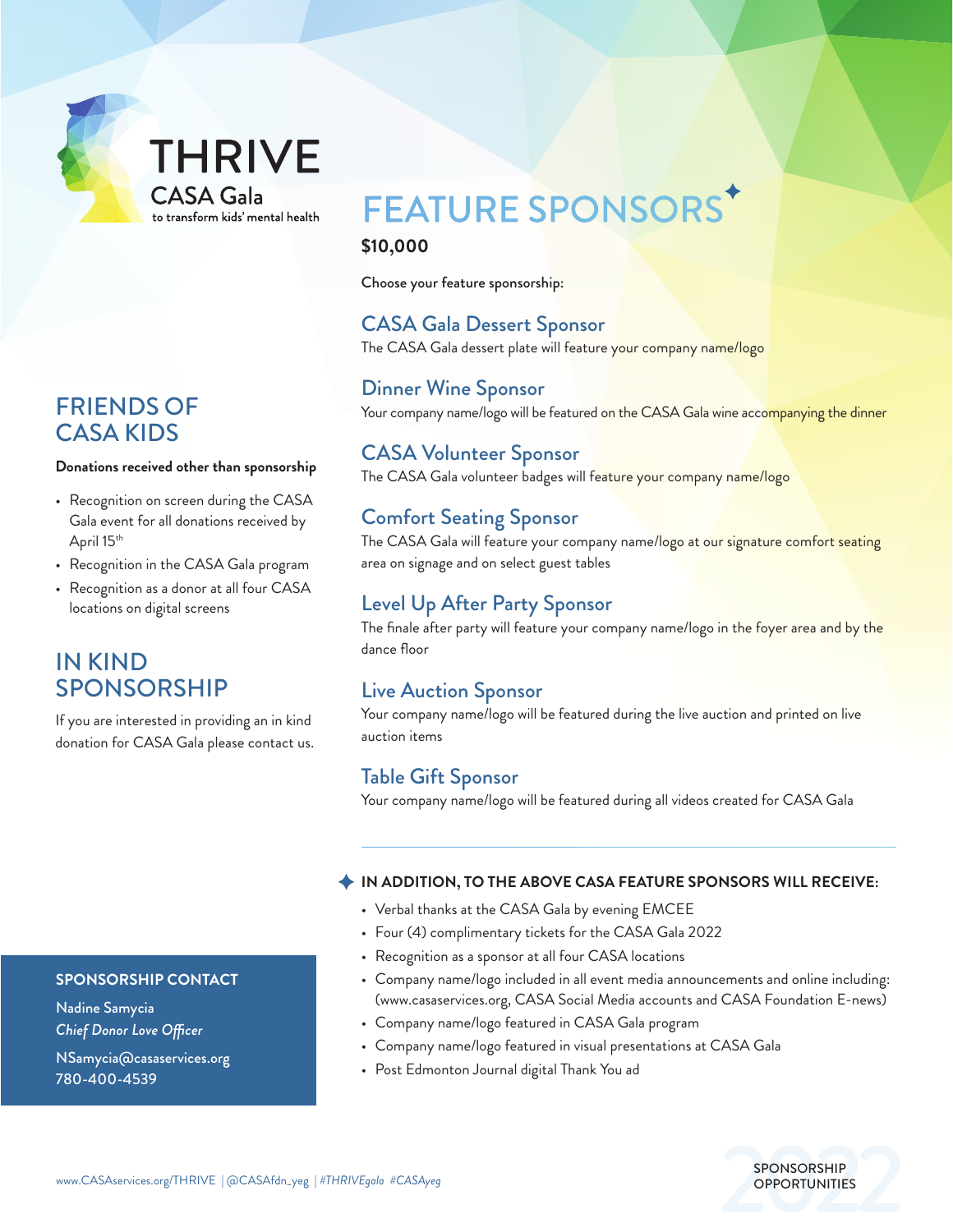# THRIVE

CASA Gala

to transform kids' mental health

## FEATURE SPONSORS

**$10,000**

Choose your feature sponsorship:

### CASA Gala Dessert Sponsor

The CASA Gala dessert plate will feature your company name/logo

### Dinner Wine Sponsor

Your company name/logo will be featured on the CASA Gala wine accompanying the dinner

### CASA Volunteer Sponsor

The CASA Gala volunteer badges will feature your company name/logo

### Comfort Seating Sponsor

The CASA Gala will feature your company name/logo at our signature comfort seating area on signage and on select guest tables

### Level Up After Party Sponsor

The finale after party will feature your company name/logo in the foyer area and by the dance floor

### Live Auction Sponsor

Your company name/logo will be featured during the live auction and printed on live auction items

### Table Gift Sponsor

Your company name/logo will be featured during all videos created for CASA Gala

**IN ADDITION, TO THE ABOVE CASA FEATURE SPONSORS WILL RECEIVE:**

- Verbal thanks at the CASA Gala by evening EMCEE
- Four (4) complimentary tickets for the CASA Gala 2022
- Recognition as a sponsor at all four CASA locations
- Company name/logo included in all event media announcements and online including: (www.casaservices.org, CASA Social Media accounts and CASA Foundation E-news)
- Company name/logo featured in CASA Gala program
- Company name/logo featured in visual presentations at CASA Gala
- Post Edmonton Journal digital Thank You ad

## FRIENDS OF CASA KIDS

**Donations received other than sponsorship**

- Recognition on screen during the CASA Gala event for all donations received by April 15th
- Recognition in the CASA Gala program
- Recognition as a donor at all four CASA locations on digital screens

## IN KIND SPONSORSHIP

If you are interested in providing an in kind donation for CASA Gala please contact us.

**SPONSORSHIP CONTACT**

Nadine Samycia

*Chief Donor Love Officer*

NSamycia@casaservices.org

780-400-4539

www.CASAservices.org/THRIVE | @CASAfdn_yeg | *#THRIVEgala #CASAyeg*

SPONSORSHIP OPPORTUNITIES 2022